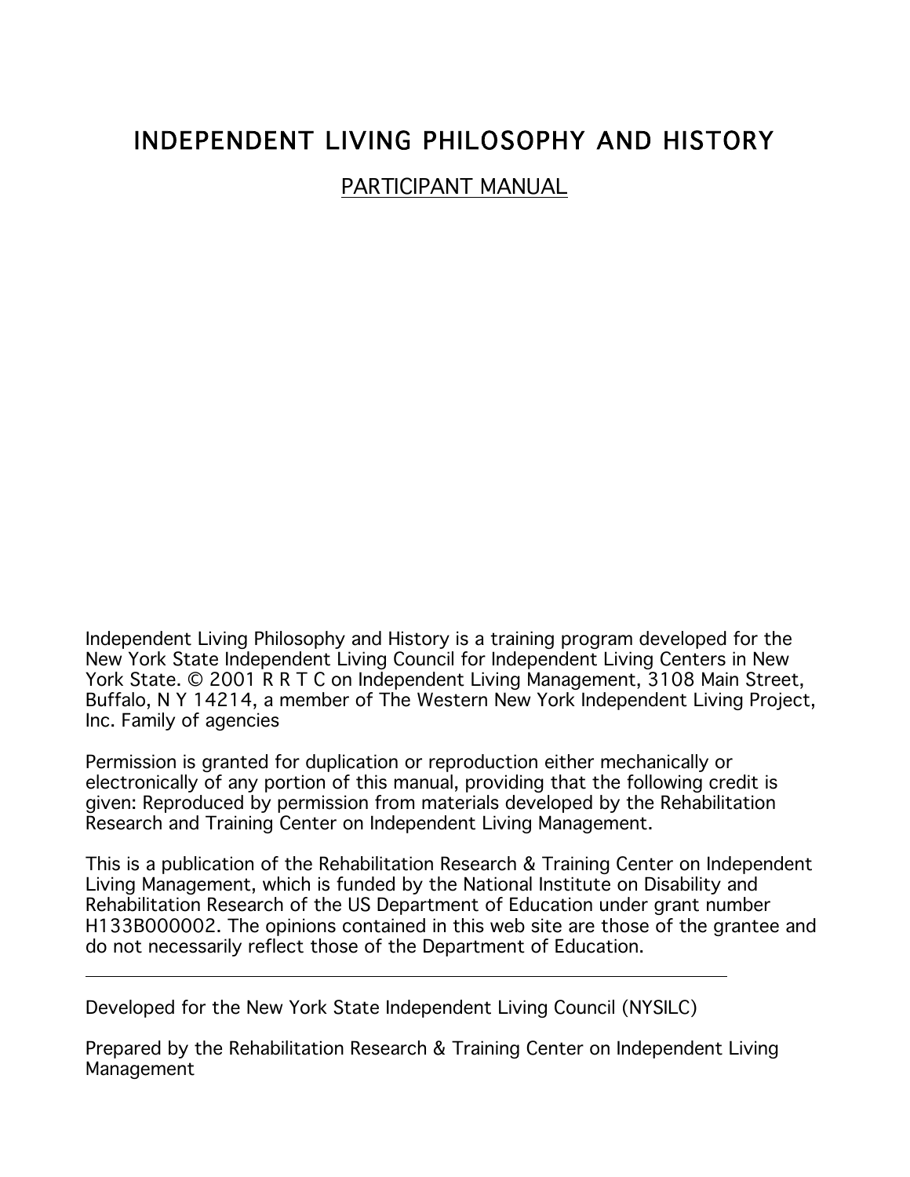# INDEPENDENT LIVING PHILOSOPHY AND HISTORY

PARTICIPANT MANUAL

Independent Living Philosophy and History is a training program developed for the New York State Independent Living Council for Independent Living Centers in New York State. © 2001 R R T C on Independent Living Management, 3108 Main Street, Buffalo, N Y 14214, a member of The Western New York Independent Living Project, Inc. Family of agencies

Permission is granted for duplication or reproduction either mechanically or electronically of any portion of this manual, providing that the following credit is given: Reproduced by permission from materials developed by the Rehabilitation Research and Training Center on Independent Living Management.

This is a publication of the Rehabilitation Research & Training Center on Independent Living Management, which is funded by the National Institute on Disability and Rehabilitation Research of the US Department of Education under grant number H133B000002. The opinions contained in this web site are those of the grantee and do not necessarily reflect those of the Department of Education.

---

Developed for the New York State Independent Living Council (NYSILC)

Prepared by the Rehabilitation Research & Training Center on Independent Living Management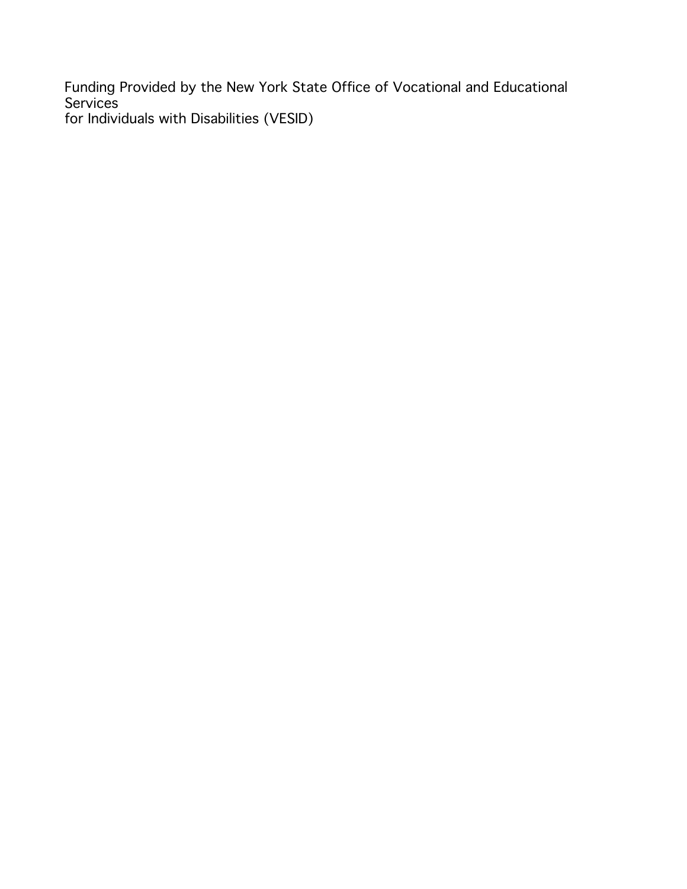Funding Provided by the New York State Office of Vocational and Educational Services
for Individuals with Disabilities (VESID)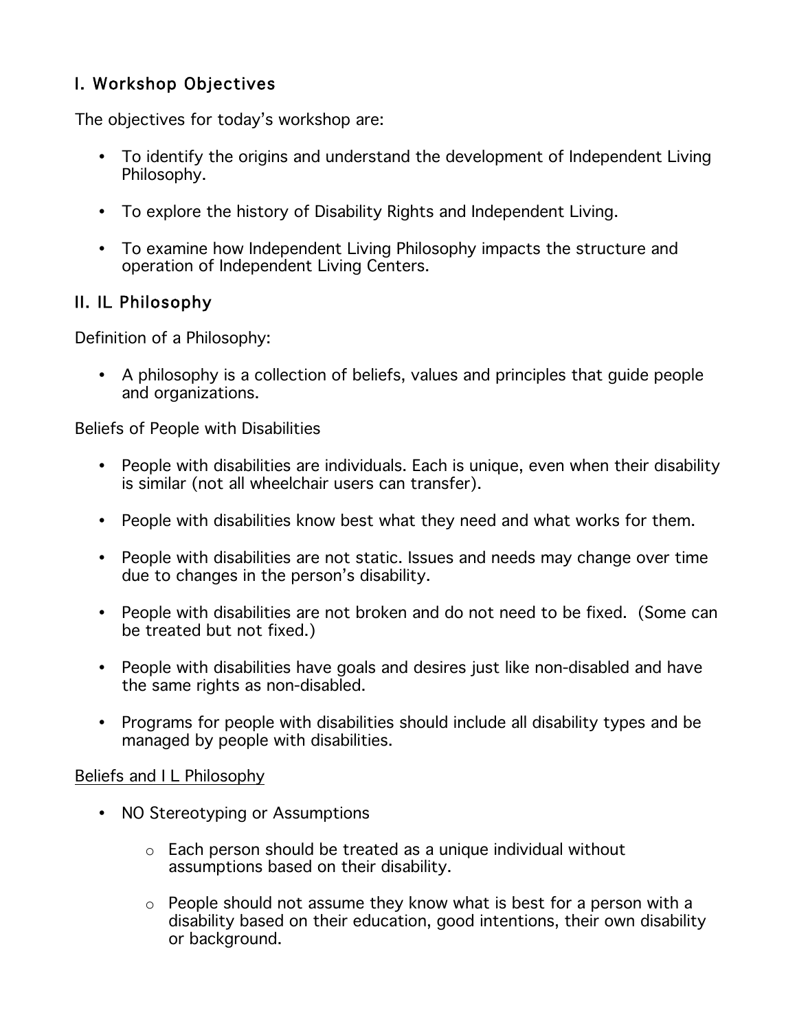## I. Workshop Objectives

The objectives for today's workshop are:

- To identify the origins and understand the development of Independent Living Philosophy.
- To explore the history of Disability Rights and Independent Living.
- To examine how Independent Living Philosophy impacts the structure and operation of Independent Living Centers.

## II. IL Philosophy

Definition of a Philosophy:

- A philosophy is a collection of beliefs, values and principles that guide people and organizations.

Beliefs of People with Disabilities

- People with disabilities are individuals. Each is unique, even when their disability is similar (not all wheelchair users can transfer).
- People with disabilities know best what they need and what works for them.
- People with disabilities are not static. Issues and needs may change over time due to changes in the person's disability.
- People with disabilities are not broken and do not need to be fixed. (Some can be treated but not fixed.)
- People with disabilities have goals and desires just like non-disabled and have the same rights as non-disabled.
- Programs for people with disabilities should include all disability types and be managed by people with disabilities.

<u>Beliefs and I L Philosophy</u>

- NO Stereotyping or Assumptions
  - Each person should be treated as a unique individual without assumptions based on their disability.
  - People should not assume they know what is best for a person with a disability based on their education, good intentions, their own disability or background.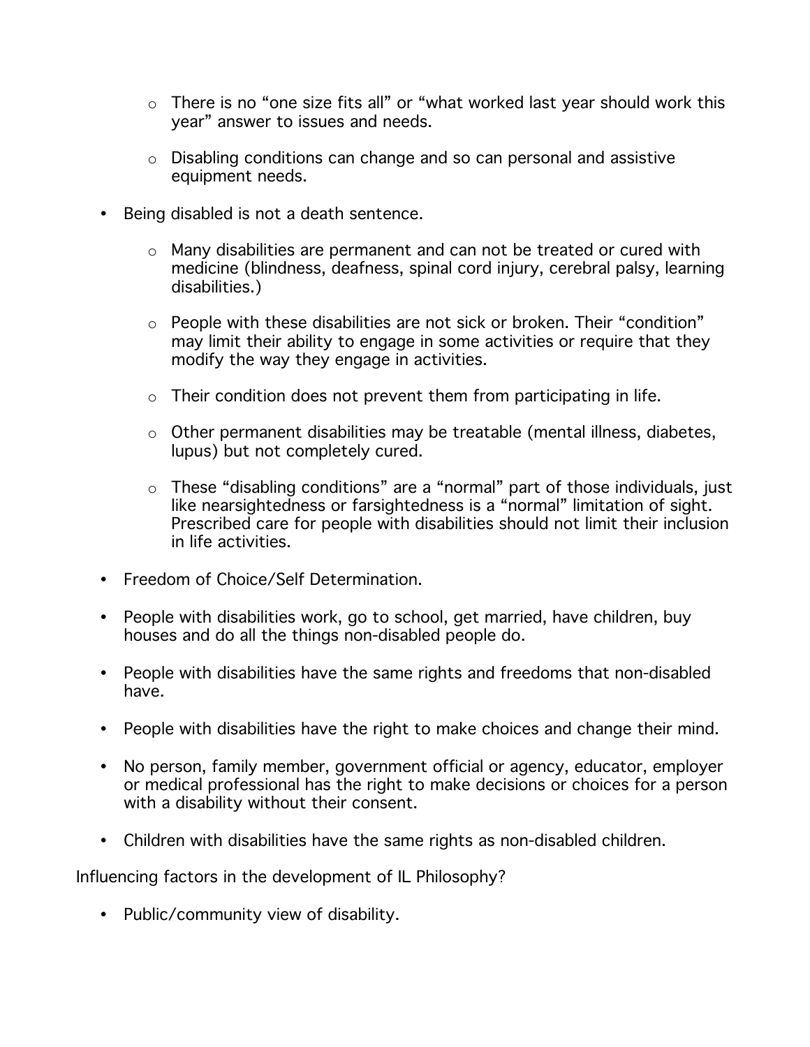- There is no “one size fits all” or “what worked last year should work this year” answer to issues and needs.

  - Disabling conditions can change and so can personal and assistive equipment needs.

- Being disabled is not a death sentence.

  - Many disabilities are permanent and can not be treated or cured with medicine (blindness, deafness, spinal cord injury, cerebral palsy, learning disabilities.)

  - People with these disabilities are not sick or broken. Their “condition” may limit their ability to engage in some activities or require that they modify the way they engage in activities.

  - Their condition does not prevent them from participating in life.

  - Other permanent disabilities may be treatable (mental illness, diabetes, lupus) but not completely cured.

  - These “disabling conditions” are a “normal” part of those individuals, just like nearsightedness or farsightedness is a “normal” limitation of sight. Prescribed care for people with disabilities should not limit their inclusion in life activities.

- Freedom of Choice/Self Determination.

- People with disabilities work, go to school, get married, have children, buy houses and do all the things non-disabled people do.

- People with disabilities have the same rights and freedoms that non-disabled have.

- People with disabilities have the right to make choices and change their mind.

- No person, family member, government official or agency, educator, employer or medical professional has the right to make decisions or choices for a person with a disability without their consent.

- Children with disabilities have the same rights as non-disabled children.

Influencing factors in the development of IL Philosophy?

- Public/community view of disability.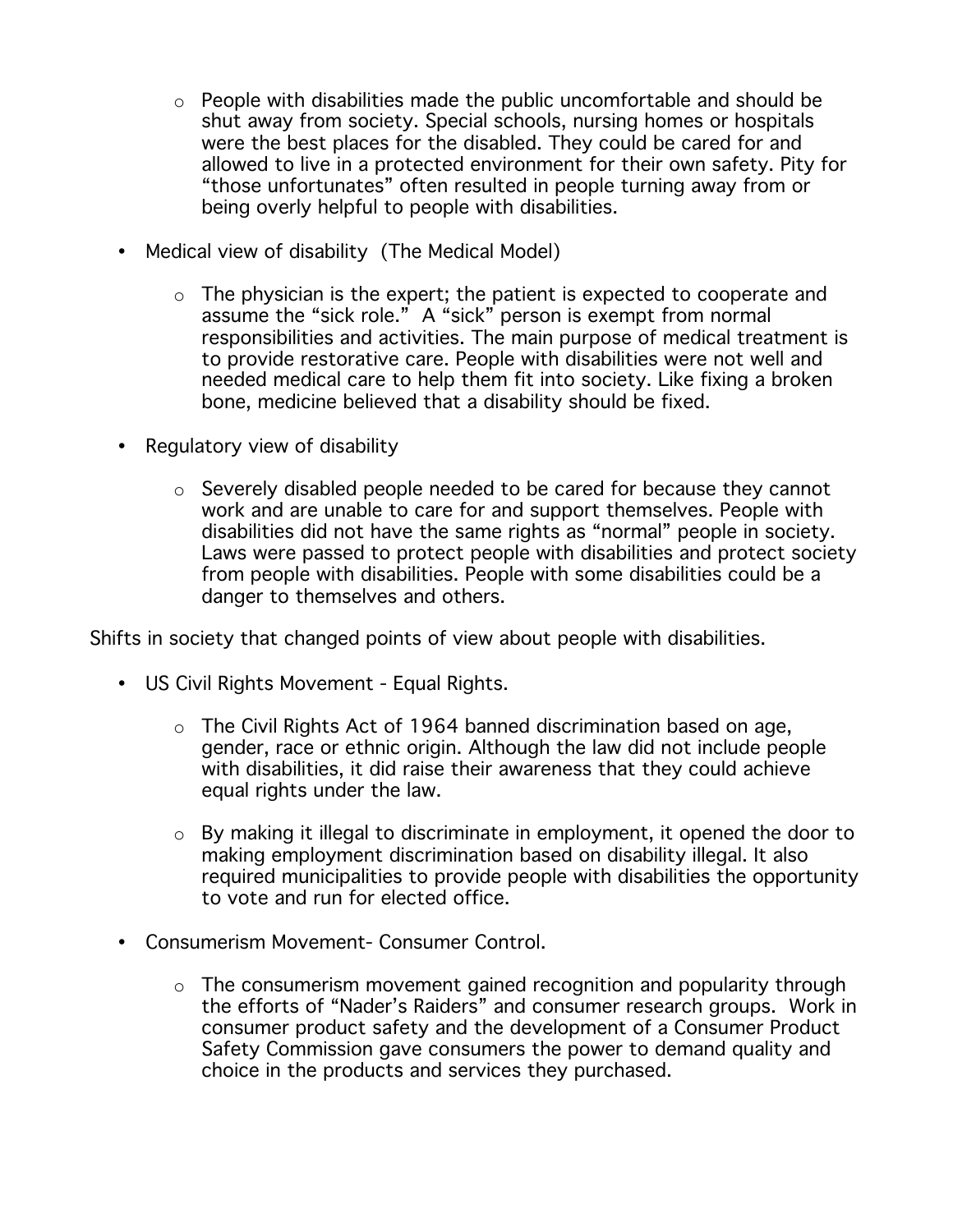- People with disabilities made the public uncomfortable and should be shut away from society. Special schools, nursing homes or hospitals were the best places for the disabled. They could be cared for and allowed to live in a protected environment for their own safety. Pity for "those unfortunates" often resulted in people turning away from or being overly helpful to people with disabilities.

- Medical view of disability (The Medical Model)
    - The physician is the expert; the patient is expected to cooperate and assume the "sick role." A "sick" person is exempt from normal responsibilities and activities. The main purpose of medical treatment is to provide restorative care. People with disabilities were not well and needed medical care to help them fit into society. Like fixing a broken bone, medicine believed that a disability should be fixed.

- Regulatory view of disability
    - Severely disabled people needed to be cared for because they cannot work and are unable to care for and support themselves. People with disabilities did not have the same rights as "normal" people in society. Laws were passed to protect people with disabilities and protect society from people with disabilities. People with some disabilities could be a danger to themselves and others.

Shifts in society that changed points of view about people with disabilities.

- US Civil Rights Movement - Equal Rights.
    - The Civil Rights Act of 1964 banned discrimination based on age, gender, race or ethnic origin. Although the law did not include people with disabilities, it did raise their awareness that they could achieve equal rights under the law.
    - By making it illegal to discriminate in employment, it opened the door to making employment discrimination based on disability illegal. It also required municipalities to provide people with disabilities the opportunity to vote and run for elected office.

- Consumerism Movement- Consumer Control.
    - The consumerism movement gained recognition and popularity through the efforts of "Nader's Raiders" and consumer research groups. Work in consumer product safety and the development of a Consumer Product Safety Commission gave consumers the power to demand quality and choice in the products and services they purchased.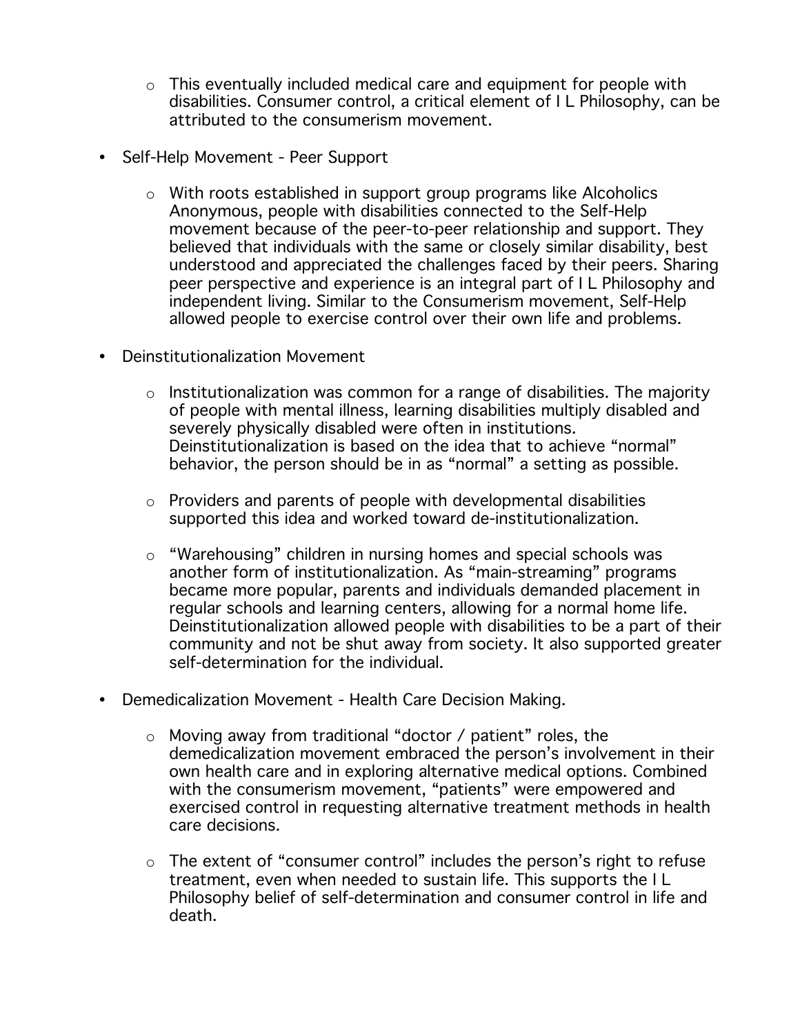- This eventually included medical care and equipment for people with disabilities. Consumer control, a critical element of I L Philosophy, can be attributed to the consumerism movement.

- Self-Help Movement - Peer Support
  - With roots established in support group programs like Alcoholics Anonymous, people with disabilities connected to the Self-Help movement because of the peer-to-peer relationship and support. They believed that individuals with the same or closely similar disability, best understood and appreciated the challenges faced by their peers. Sharing peer perspective and experience is an integral part of I L Philosophy and independent living. Similar to the Consumerism movement, Self-Help allowed people to exercise control over their own life and problems.

- Deinstitutionalization Movement
  - Institutionalization was common for a range of disabilities. The majority of people with mental illness, learning disabilities multiply disabled and severely physically disabled were often in institutions. Deinstitutionalization is based on the idea that to achieve "normal" behavior, the person should be in as "normal" a setting as possible.
  - Providers and parents of people with developmental disabilities supported this idea and worked toward de-institutionalization.
  - "Warehousing" children in nursing homes and special schools was another form of institutionalization. As "main-streaming" programs became more popular, parents and individuals demanded placement in regular schools and learning centers, allowing for a normal home life. Deinstitutionalization allowed people with disabilities to be a part of their community and not be shut away from society. It also supported greater self-determination for the individual.

- Demedicalization Movement - Health Care Decision Making.
  - Moving away from traditional "doctor / patient" roles, the demedicalization movement embraced the person's involvement in their own health care and in exploring alternative medical options. Combined with the consumerism movement, "patients" were empowered and exercised control in requesting alternative treatment methods in health care decisions.
  - The extent of "consumer control" includes the person's right to refuse treatment, even when needed to sustain life. This supports the I L Philosophy belief of self-determination and consumer control in life and death.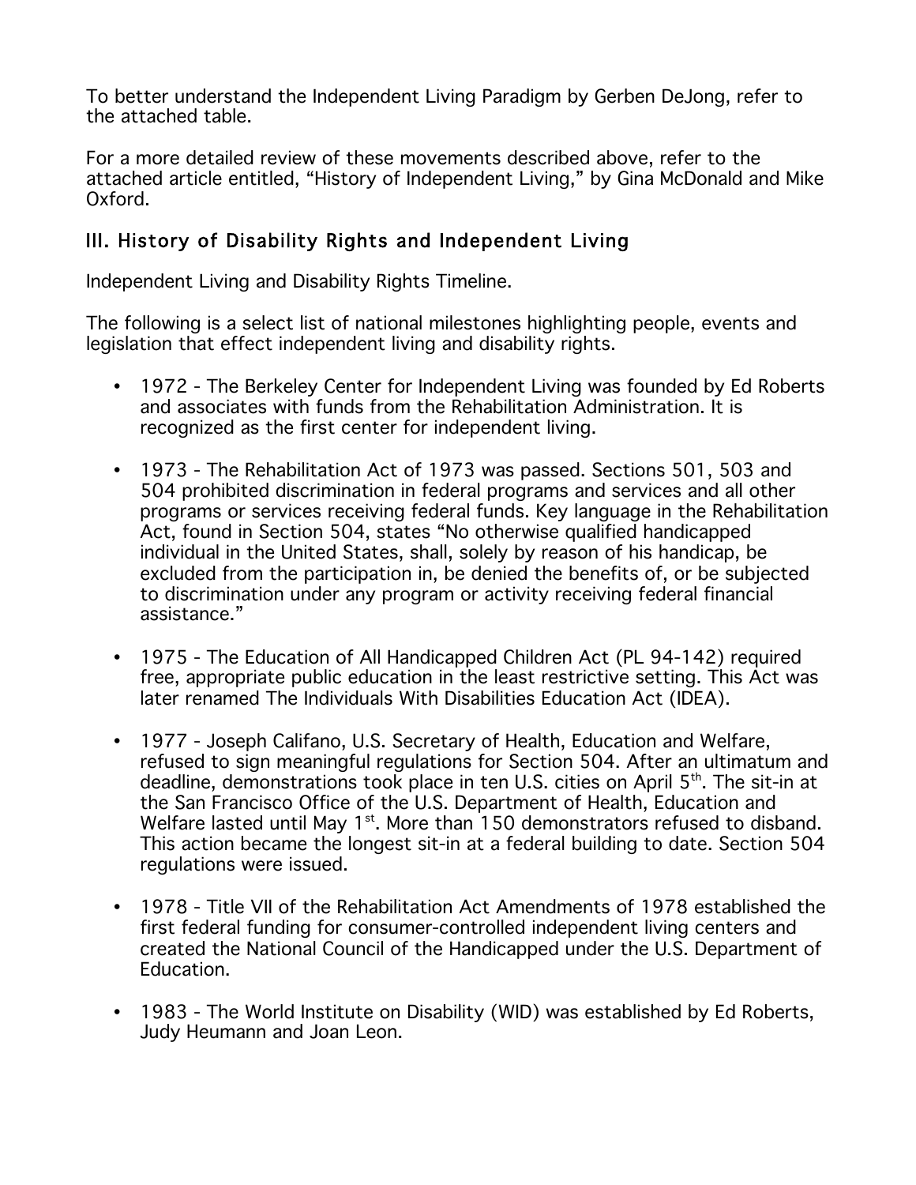To better understand the Independent Living Paradigm by Gerben DeJong, refer to the attached table.

For a more detailed review of these movements described above, refer to the attached article entitled, "History of Independent Living," by Gina McDonald and Mike Oxford.

## III. History of Disability Rights and Independent Living

Independent Living and Disability Rights Timeline.

The following is a select list of national milestones highlighting people, events and legislation that effect independent living and disability rights.

- 1972 - The Berkeley Center for Independent Living was founded by Ed Roberts and associates with funds from the Rehabilitation Administration. It is recognized as the first center for independent living.

- 1973 - The Rehabilitation Act of 1973 was passed. Sections 501, 503 and 504 prohibited discrimination in federal programs and services and all other programs or services receiving federal funds. Key language in the Rehabilitation Act, found in Section 504, states "No otherwise qualified handicapped individual in the United States, shall, solely by reason of his handicap, be excluded from the participation in, be denied the benefits of, or be subjected to discrimination under any program or activity receiving federal financial assistance."

- 1975 - The Education of All Handicapped Children Act (PL 94-142) required free, appropriate public education in the least restrictive setting. This Act was later renamed The Individuals With Disabilities Education Act (IDEA).

- 1977 - Joseph Califano, U.S. Secretary of Health, Education and Welfare, refused to sign meaningful regulations for Section 504. After an ultimatum and deadline, demonstrations took place in ten U.S. cities on April 5th. The sit-in at the San Francisco Office of the U.S. Department of Health, Education and Welfare lasted until May 1st. More than 150 demonstrators refused to disband. This action became the longest sit-in at a federal building to date. Section 504 regulations were issued.

- 1978 - Title VII of the Rehabilitation Act Amendments of 1978 established the first federal funding for consumer-controlled independent living centers and created the National Council of the Handicapped under the U.S. Department of Education.

- 1983 - The World Institute on Disability (WID) was established by Ed Roberts, Judy Heumann and Joan Leon.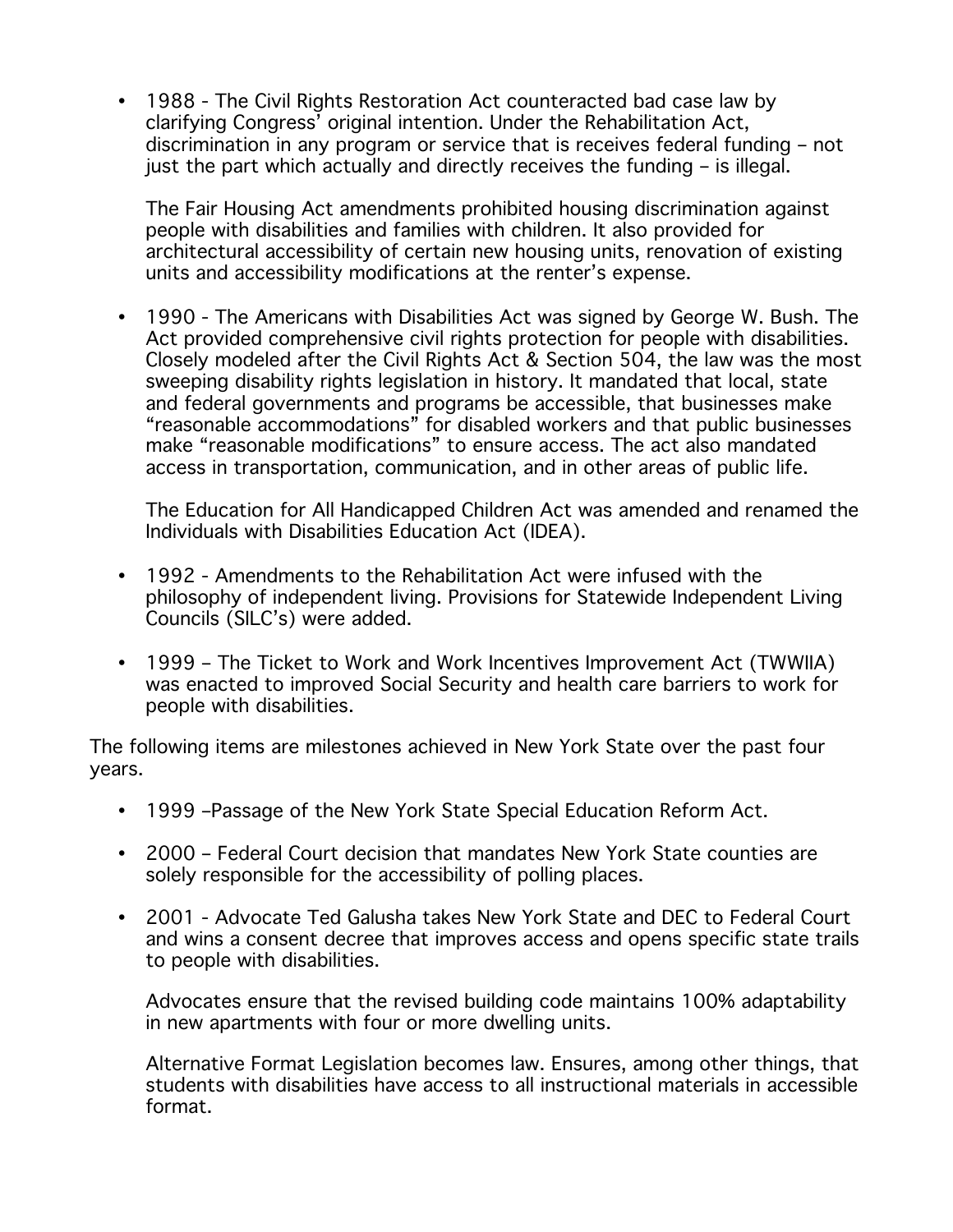- 1988 - The Civil Rights Restoration Act counteracted bad case law by clarifying Congress' original intention. Under the Rehabilitation Act, discrimination in any program or service that is receives federal funding – not just the part which actually and directly receives the funding – is illegal.

  The Fair Housing Act amendments prohibited housing discrimination against people with disabilities and families with children. It also provided for architectural accessibility of certain new housing units, renovation of existing units and accessibility modifications at the renter's expense.

- 1990 - The Americans with Disabilities Act was signed by George W. Bush. The Act provided comprehensive civil rights protection for people with disabilities. Closely modeled after the Civil Rights Act & Section 504, the law was the most sweeping disability rights legislation in history. It mandated that local, state and federal governments and programs be accessible, that businesses make "reasonable accommodations" for disabled workers and that public businesses make "reasonable modifications" to ensure access. The act also mandated access in transportation, communication, and in other areas of public life.

  The Education for All Handicapped Children Act was amended and renamed the Individuals with Disabilities Education Act (IDEA).

- 1992 - Amendments to the Rehabilitation Act were infused with the philosophy of independent living. Provisions for Statewide Independent Living Councils (SILC's) were added.

- 1999 – The Ticket to Work and Work Incentives Improvement Act (TWWIIA) was enacted to improved Social Security and health care barriers to work for people with disabilities.

The following items are milestones achieved in New York State over the past four years.

- 1999 –Passage of the New York State Special Education Reform Act.

- 2000 – Federal Court decision that mandates New York State counties are solely responsible for the accessibility of polling places.

- 2001 - Advocate Ted Galusha takes New York State and DEC to Federal Court and wins a consent decree that improves access and opens specific state trails to people with disabilities.

  Advocates ensure that the revised building code maintains 100% adaptability in new apartments with four or more dwelling units.

  Alternative Format Legislation becomes law. Ensures, among other things, that students with disabilities have access to all instructional materials in accessible format.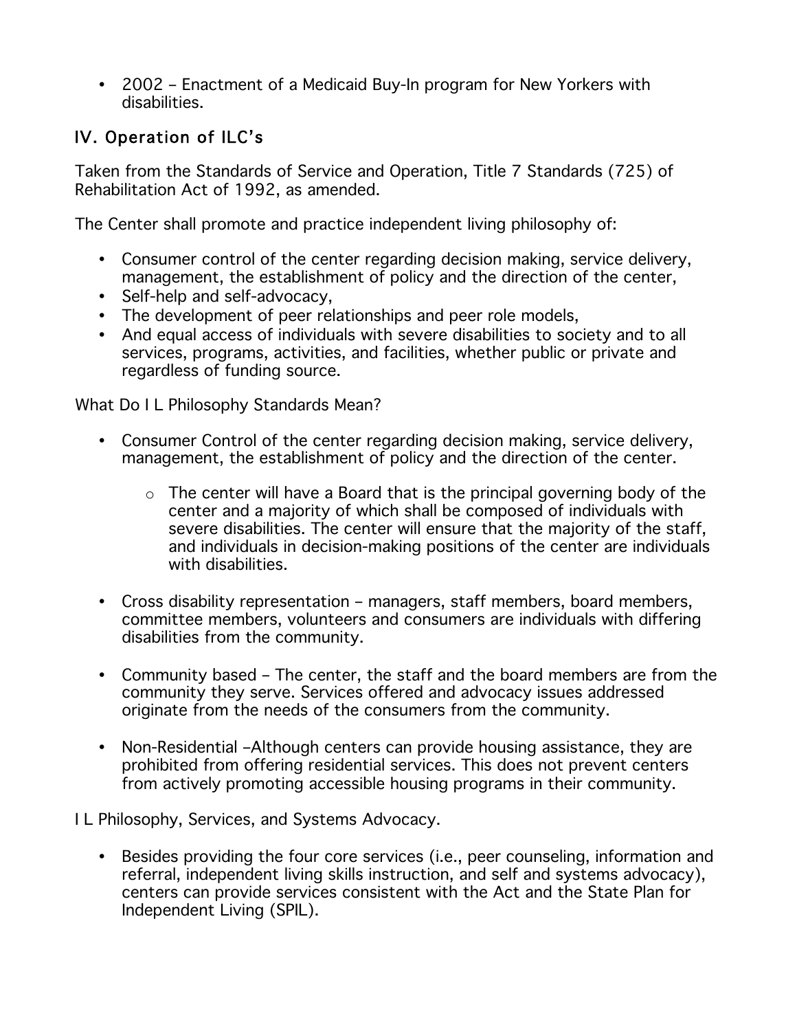- 2002 – Enactment of a Medicaid Buy-In program for New Yorkers with disabilities.

## IV. Operation of ILC's

Taken from the Standards of Service and Operation, Title 7 Standards (725) of Rehabilitation Act of 1992, as amended.

The Center shall promote and practice independent living philosophy of:

- Consumer control of the center regarding decision making, service delivery, management, the establishment of policy and the direction of the center,
- Self-help and self-advocacy,
- The development of peer relationships and peer role models,
- And equal access of individuals with severe disabilities to society and to all services, programs, activities, and facilities, whether public or private and regardless of funding source.

What Do I L Philosophy Standards Mean?

- Consumer Control of the center regarding decision making, service delivery, management, the establishment of policy and the direction of the center.
    - The center will have a Board that is the principal governing body of the center and a majority of which shall be composed of individuals with severe disabilities. The center will ensure that the majority of the staff, and individuals in decision-making positions of the center are individuals with disabilities.
- Cross disability representation – managers, staff members, board members, committee members, volunteers and consumers are individuals with differing disabilities from the community.
- Community based – The center, the staff and the board members are from the community they serve. Services offered and advocacy issues addressed originate from the needs of the consumers from the community.
- Non-Residential –Although centers can provide housing assistance, they are prohibited from offering residential services. This does not prevent centers from actively promoting accessible housing programs in their community.

I L Philosophy, Services, and Systems Advocacy.

- Besides providing the four core services (i.e., peer counseling, information and referral, independent living skills instruction, and self and systems advocacy), centers can provide services consistent with the Act and the State Plan for Independent Living (SPIL).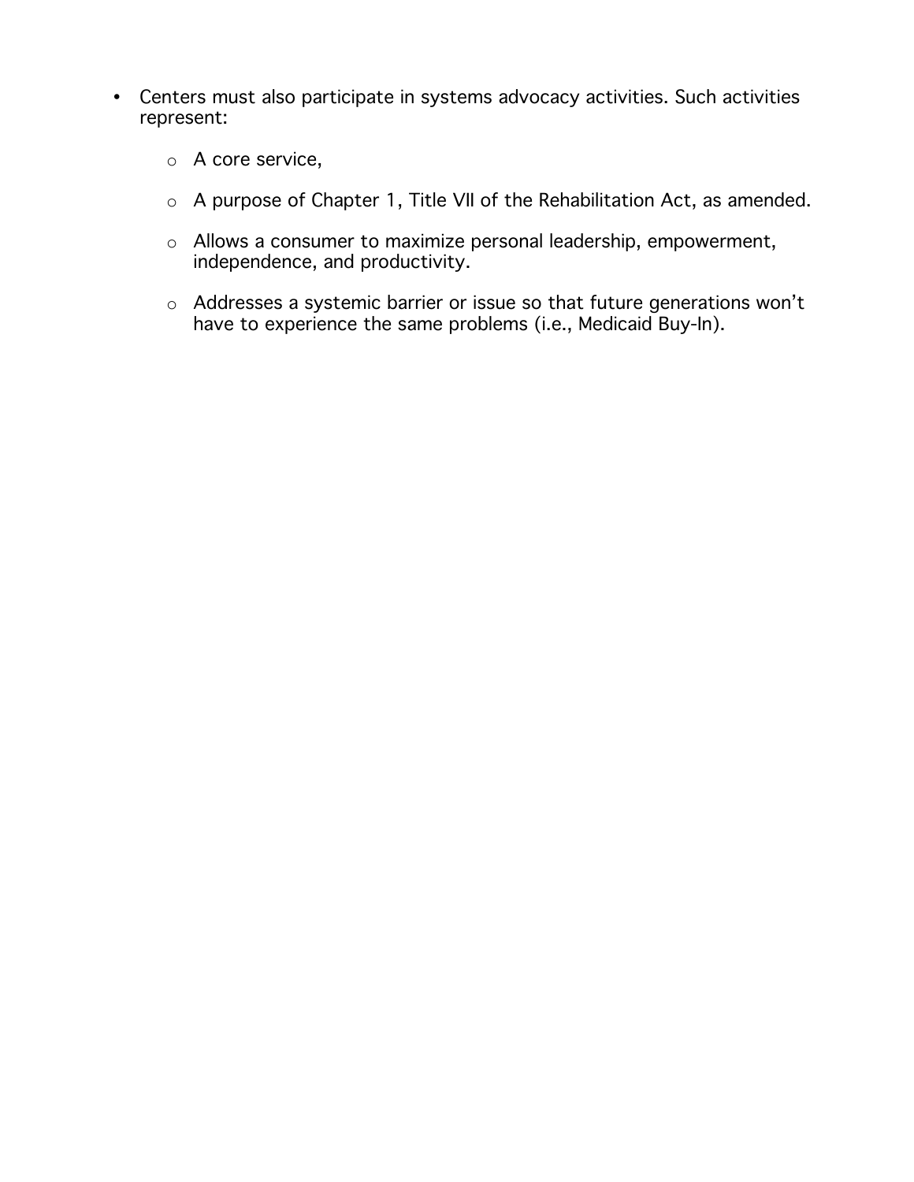- Centers must also participate in systems advocacy activities. Such activities represent:
  - A core service,
  - A purpose of Chapter 1, Title VII of the Rehabilitation Act, as amended.
  - Allows a consumer to maximize personal leadership, empowerment, independence, and productivity.
  - Addresses a systemic barrier or issue so that future generations won't have to experience the same problems (i.e., Medicaid Buy-In).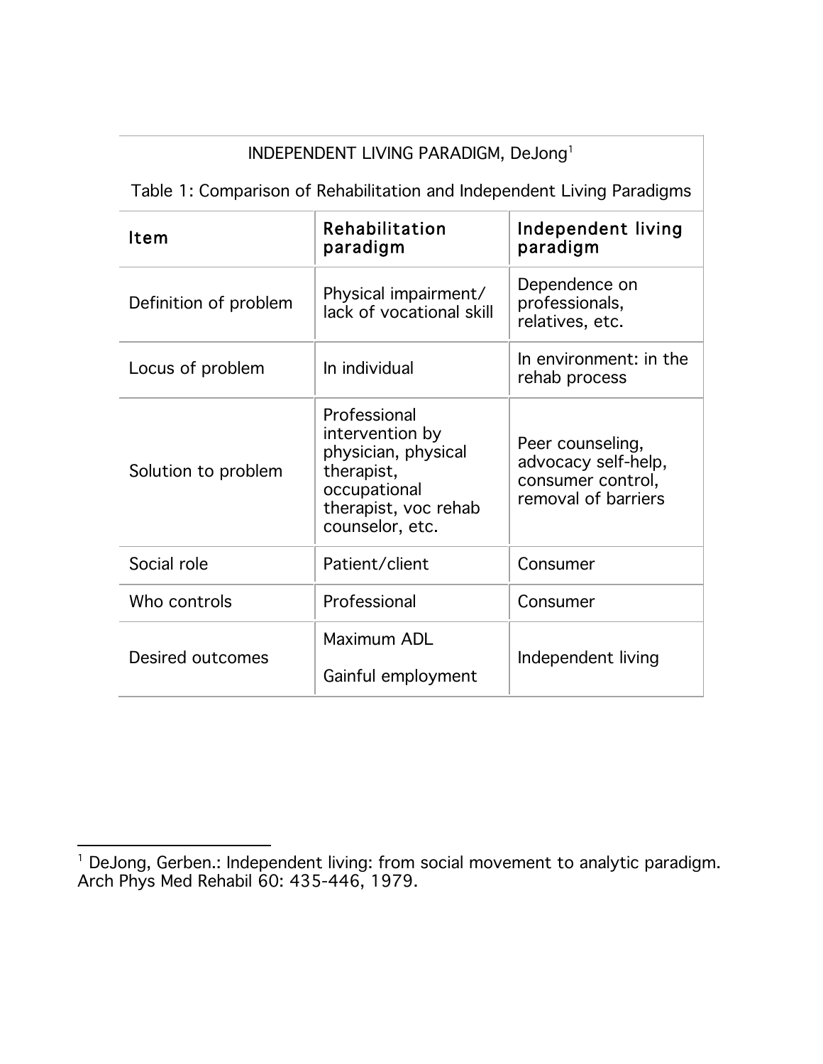INDEPENDENT LIVING PARADIGM, DeJong[1]

Table 1: Comparison of Rehabilitation and Independent Living Paradigms

| Item | Rehabilitation paradigm | Independent living paradigm |
|---|---|---|
| Definition of problem | Physical impairment/ lack of vocational skill | Dependence on professionals, relatives, etc. |
| Locus of problem | In individual | In environment: in the rehab process |
| Solution to problem | Professional intervention by physician, physical therapist, occupational therapist, voc rehab counselor, etc. | Peer counseling, advocacy self-help, consumer control, removal of barriers |
| Social role | Patient/client | Consumer |
| Who controls | Professional | Consumer |
| Desired outcomes | Maximum ADL<br>Gainful employment | Independent living |

[1] DeJong, Gerben.: Independent living: from social movement to analytic paradigm. Arch Phys Med Rehabil 60: 435-446, 1979.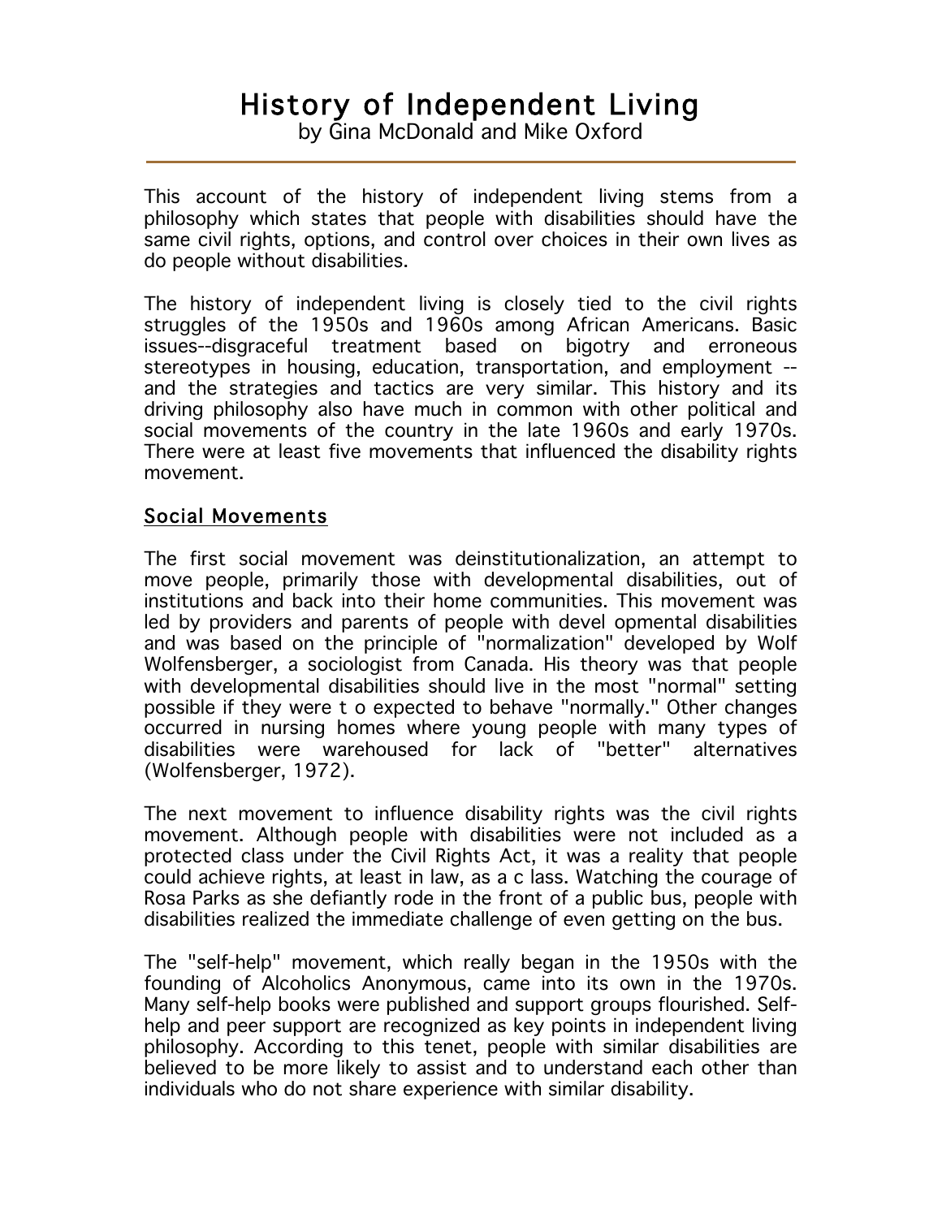# History of Independent Living

by Gina McDonald and Mike Oxford

This account of the history of independent living stems from a philosophy which states that people with disabilities should have the same civil rights, options, and control over choices in their own lives as do people without disabilities.

The history of independent living is closely tied to the civil rights struggles of the 1950s and 1960s among African Americans. Basic issues--disgraceful treatment based on bigotry and erroneous stereotypes in housing, education, transportation, and employment -- and the strategies and tactics are very similar. This history and its driving philosophy also have much in common with other political and social movements of the country in the late 1960s and early 1970s. There were at least five movements that influenced the disability rights movement.

## Social Movements

The first social movement was deinstitutionalization, an attempt to move people, primarily those with developmental disabilities, out of institutions and back into their home communities. This movement was led by providers and parents of people with devel opmental disabilities and was based on the principle of "normalization" developed by Wolf Wolfensberger, a sociologist from Canada. His theory was that people with developmental disabilities should live in the most "normal" setting possible if they were t o expected to behave "normally." Other changes occurred in nursing homes where young people with many types of disabilities were warehoused for lack of "better" alternatives (Wolfensberger, 1972).

The next movement to influence disability rights was the civil rights movement. Although people with disabilities were not included as a protected class under the Civil Rights Act, it was a reality that people could achieve rights, at least in law, as a c lass. Watching the courage of Rosa Parks as she defiantly rode in the front of a public bus, people with disabilities realized the immediate challenge of even getting on the bus.

The "self-help" movement, which really began in the 1950s with the founding of Alcoholics Anonymous, came into its own in the 1970s. Many self-help books were published and support groups flourished. Self-help and peer support are recognized as key points in independent living philosophy. According to this tenet, people with similar disabilities are believed to be more likely to assist and to understand each other than individuals who do not share experience with similar disability.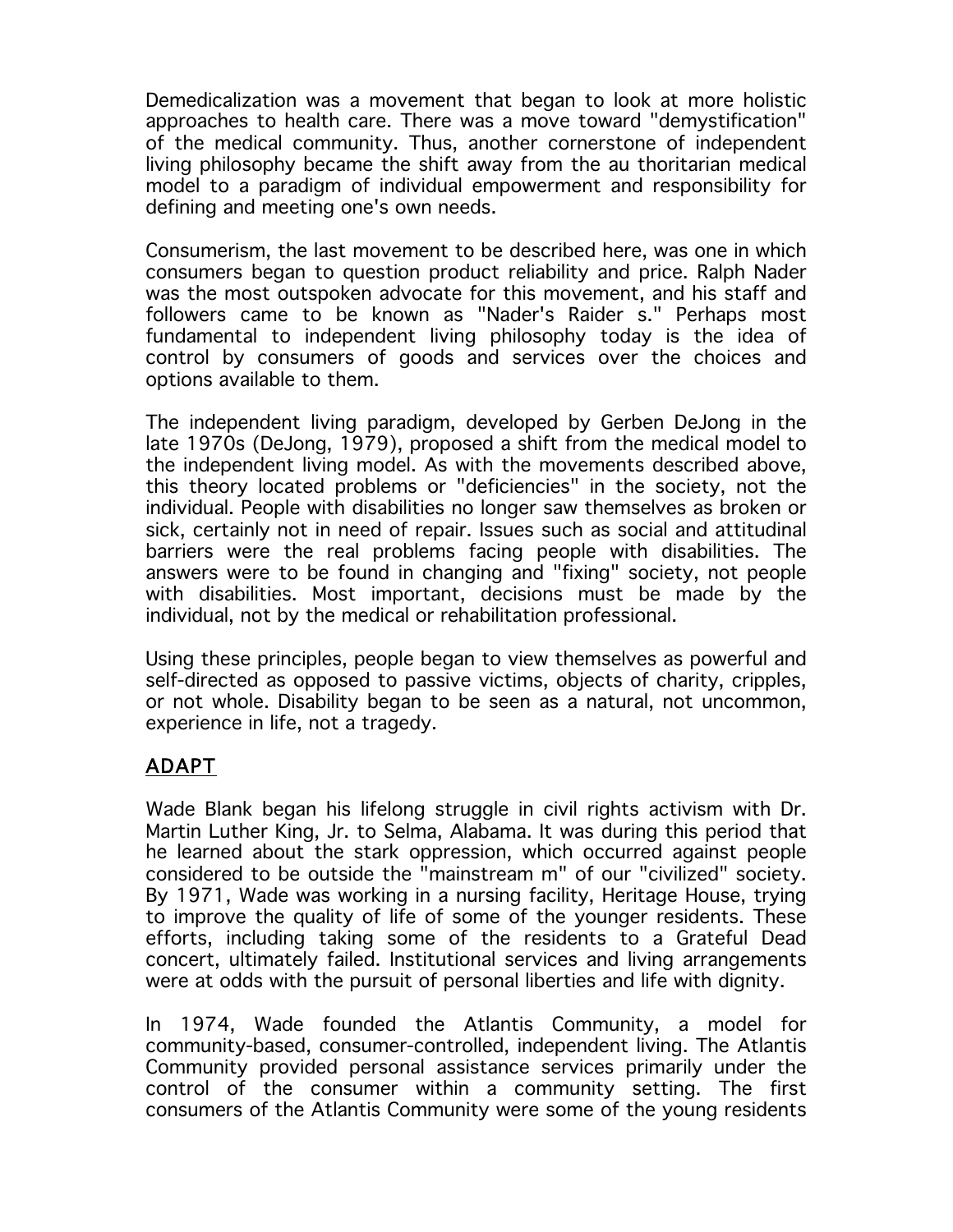Demedicalization was a movement that began to look at more holistic approaches to health care. There was a move toward "demystification" of the medical community. Thus, another cornerstone of independent living philosophy became the shift away from the au thoritarian medical model to a paradigm of individual empowerment and responsibility for defining and meeting one's own needs.

Consumerism, the last movement to be described here, was one in which consumers began to question product reliability and price. Ralph Nader was the most outspoken advocate for this movement, and his staff and followers came to be known as "Nader's Raider s." Perhaps most fundamental to independent living philosophy today is the idea of control by consumers of goods and services over the choices and options available to them.

The independent living paradigm, developed by Gerben DeJong in the late 1970s (DeJong, 1979), proposed a shift from the medical model to the independent living model. As with the movements described above, this theory located problems or "deficiencies" in the society, not the individual. People with disabilities no longer saw themselves as broken or sick, certainly not in need of repair. Issues such as social and attitudinal barriers were the real problems facing people with disabilities. The answers were to be found in changing and "fixing" society, not people with disabilities. Most important, decisions must be made by the individual, not by the medical or rehabilitation professional.

Using these principles, people began to view themselves as powerful and self-directed as opposed to passive victims, objects of charity, cripples, or not whole. Disability began to be seen as a natural, not uncommon, experience in life, not a tragedy.

## ADAPT

Wade Blank began his lifelong struggle in civil rights activism with Dr. Martin Luther King, Jr. to Selma, Alabama. It was during this period that he learned about the stark oppression, which occurred against people considered to be outside the "mainstream m" of our "civilized" society. By 1971, Wade was working in a nursing facility, Heritage House, trying to improve the quality of life of some of the younger residents. These efforts, including taking some of the residents to a Grateful Dead concert, ultimately failed. Institutional services and living arrangements were at odds with the pursuit of personal liberties and life with dignity.

In 1974, Wade founded the Atlantis Community, a model for community-based, consumer-controlled, independent living. The Atlantis Community provided personal assistance services primarily under the control of the consumer within a community setting. The first consumers of the Atlantis Community were some of the young residents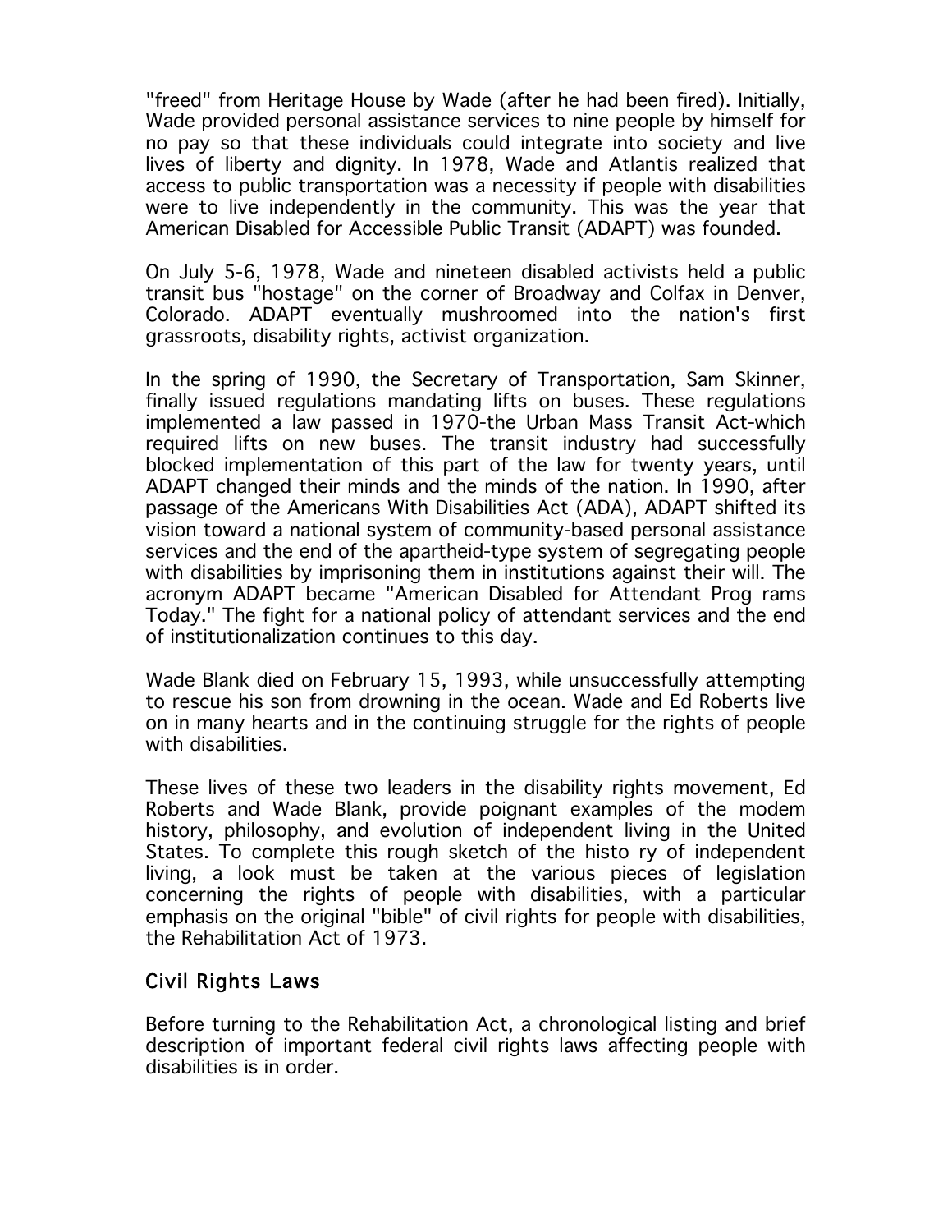"freed" from Heritage House by Wade (after he had been fired). Initially, Wade provided personal assistance services to nine people by himself for no pay so that these individuals could integrate into society and live lives of liberty and dignity. In 1978, Wade and Atlantis realized that access to public transportation was a necessity if people with disabilities were to live independently in the community. This was the year that American Disabled for Accessible Public Transit (ADAPT) was founded.

On July 5-6, 1978, Wade and nineteen disabled activists held a public transit bus "hostage" on the corner of Broadway and Colfax in Denver, Colorado. ADAPT eventually mushroomed into the nation's first grassroots, disability rights, activist organization.

In the spring of 1990, the Secretary of Transportation, Sam Skinner, finally issued regulations mandating lifts on buses. These regulations implemented a law passed in 1970-the Urban Mass Transit Act-which required lifts on new buses. The transit industry had successfully blocked implementation of this part of the law for twenty years, until ADAPT changed their minds and the minds of the nation. In 1990, after passage of the Americans With Disabilities Act (ADA), ADAPT shifted its vision toward a national system of community-based personal assistance services and the end of the apartheid-type system of segregating people with disabilities by imprisoning them in institutions against their will. The acronym ADAPT became "American Disabled for Attendant Prog rams Today." The fight for a national policy of attendant services and the end of institutionalization continues to this day.

Wade Blank died on February 15, 1993, while unsuccessfully attempting to rescue his son from drowning in the ocean. Wade and Ed Roberts live on in many hearts and in the continuing struggle for the rights of people with disabilities.

These lives of these two leaders in the disability rights movement, Ed Roberts and Wade Blank, provide poignant examples of the modem history, philosophy, and evolution of independent living in the United States. To complete this rough sketch of the histo ry of independent living, a look must be taken at the various pieces of legislation concerning the rights of people with disabilities, with a particular emphasis on the original "bible" of civil rights for people with disabilities, the Rehabilitation Act of 1973.

## Civil Rights Laws

Before turning to the Rehabilitation Act, a chronological listing and brief description of important federal civil rights laws affecting people with disabilities is in order.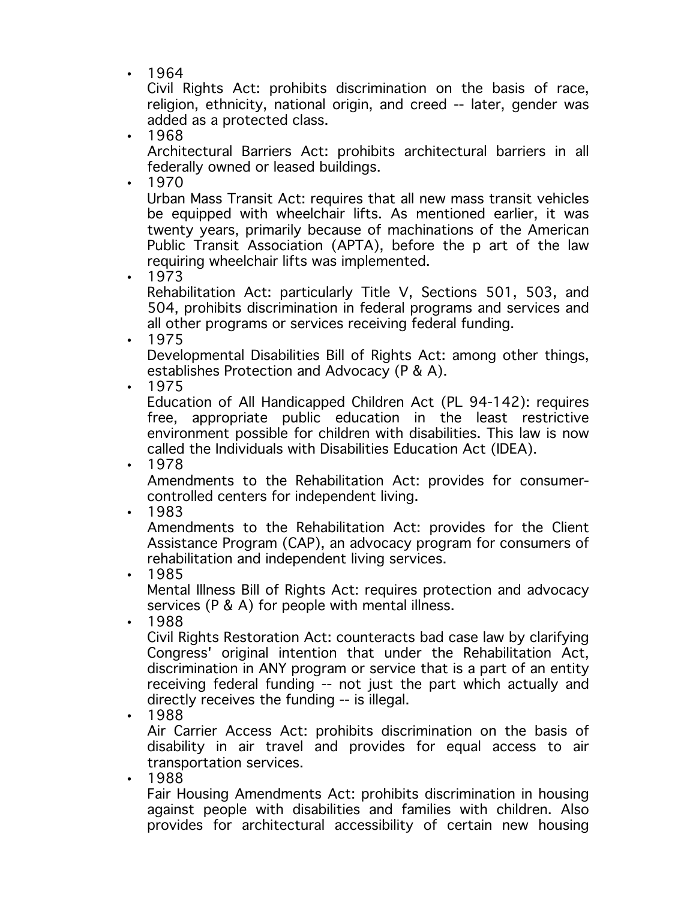- 1964
  Civil Rights Act: prohibits discrimination on the basis of race, religion, ethnicity, national origin, and creed -- later, gender was added as a protected class.
- 1968
  Architectural Barriers Act: prohibits architectural barriers in all federally owned or leased buildings.
- 1970
  Urban Mass Transit Act: requires that all new mass transit vehicles be equipped with wheelchair lifts. As mentioned earlier, it was twenty years, primarily because of machinations of the American Public Transit Association (APTA), before the p art of the law requiring wheelchair lifts was implemented.
- 1973
  Rehabilitation Act: particularly Title V, Sections 501, 503, and 504, prohibits discrimination in federal programs and services and all other programs or services receiving federal funding.
- 1975
  Developmental Disabilities Bill of Rights Act: among other things, establishes Protection and Advocacy (P & A).
- 1975
  Education of All Handicapped Children Act (PL 94-142): requires free, appropriate public education in the least restrictive environment possible for children with disabilities. This law is now called the Individuals with Disabilities Education Act (IDEA).
- 1978
  Amendments to the Rehabilitation Act: provides for consumer-controlled centers for independent living.
- 1983
  Amendments to the Rehabilitation Act: provides for the Client Assistance Program (CAP), an advocacy program for consumers of rehabilitation and independent living services.
- 1985
  Mental Illness Bill of Rights Act: requires protection and advocacy services (P & A) for people with mental illness.
- 1988
  Civil Rights Restoration Act: counteracts bad case law by clarifying Congress' original intention that under the Rehabilitation Act, discrimination in ANY program or service that is a part of an entity receiving federal funding -- not just the part which actually and directly receives the funding -- is illegal.
- 1988
  Air Carrier Access Act: prohibits discrimination on the basis of disability in air travel and provides for equal access to air transportation services.
- 1988
  Fair Housing Amendments Act: prohibits discrimination in housing against people with disabilities and families with children. Also provides for architectural accessibility of certain new housing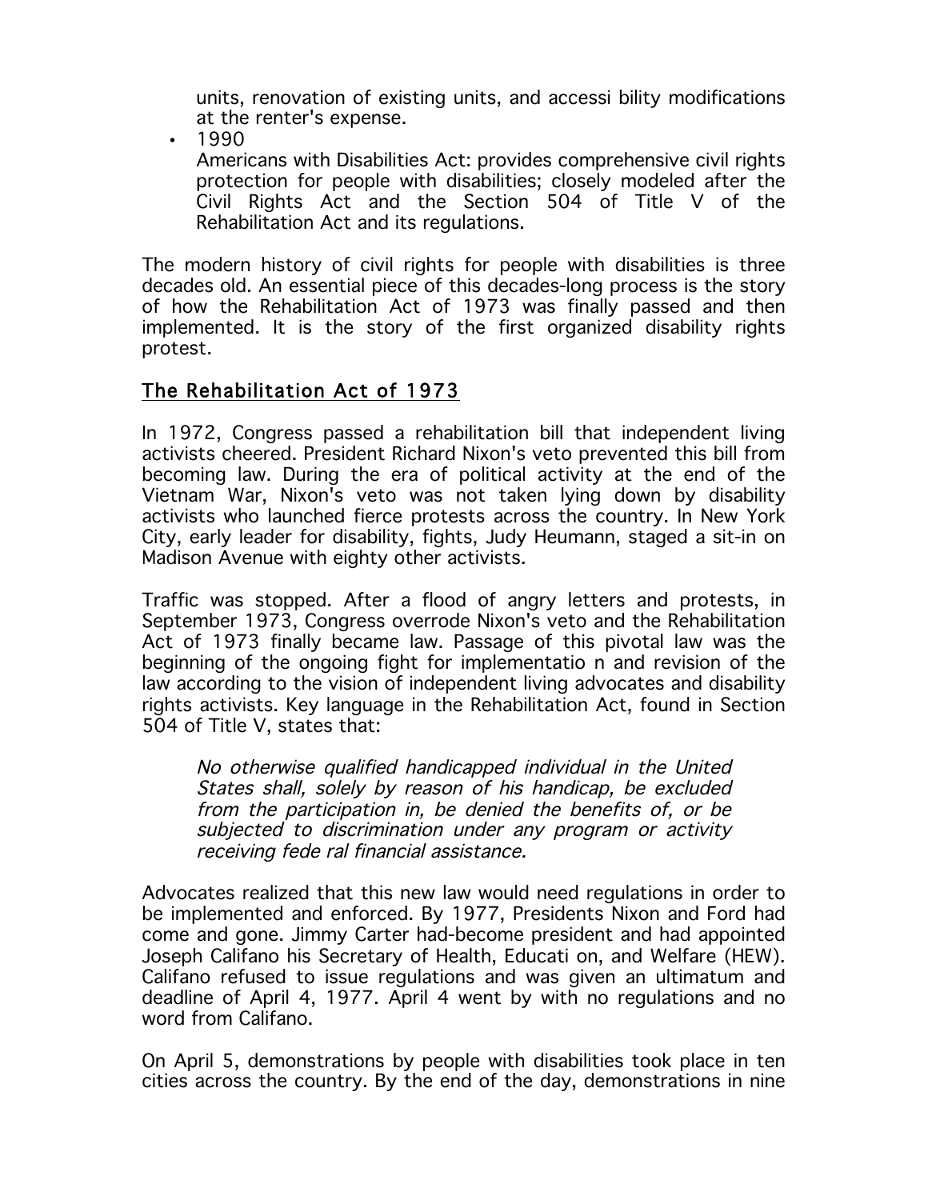units, renovation of existing units, and accessi bility modifications at the renter's expense.

- 1990

  Americans with Disabilities Act: provides comprehensive civil rights protection for people with disabilities; closely modeled after the Civil Rights Act and the Section 504 of Title V of the Rehabilitation Act and its regulations.

The modern history of civil rights for people with disabilities is three decades old. An essential piece of this decades-long process is the story of how the Rehabilitation Act of 1973 was finally passed and then implemented. It is the story of the first organized disability rights protest.

## The Rehabilitation Act of 1973

In 1972, Congress passed a rehabilitation bill that independent living activists cheered. President Richard Nixon's veto prevented this bill from becoming law. During the era of political activity at the end of the Vietnam War, Nixon's veto was not taken lying down by disability activists who launched fierce protests across the country. In New York City, early leader for disability, fights, Judy Heumann, staged a sit-in on Madison Avenue with eighty other activists.

Traffic was stopped. After a flood of angry letters and protests, in September 1973, Congress overrode Nixon's veto and the Rehabilitation Act of 1973 finally became law. Passage of this pivotal law was the beginning of the ongoing fight for implementatio n and revision of the law according to the vision of independent living advocates and disability rights activists. Key language in the Rehabilitation Act, found in Section 504 of Title V, states that:

> *No otherwise qualified handicapped individual in the United States shall, solely by reason of his handicap, be excluded from the participation in, be denied the benefits of, or be subjected to discrimination under any program or activity receiving fede ral financial assistance.*

Advocates realized that this new law would need regulations in order to be implemented and enforced. By 1977, Presidents Nixon and Ford had come and gone. Jimmy Carter had-become president and had appointed Joseph Califano his Secretary of Health, Educati on, and Welfare (HEW). Califano refused to issue regulations and was given an ultimatum and deadline of April 4, 1977. April 4 went by with no regulations and no word from Califano.

On April 5, demonstrations by people with disabilities took place in ten cities across the country. By the end of the day, demonstrations in nine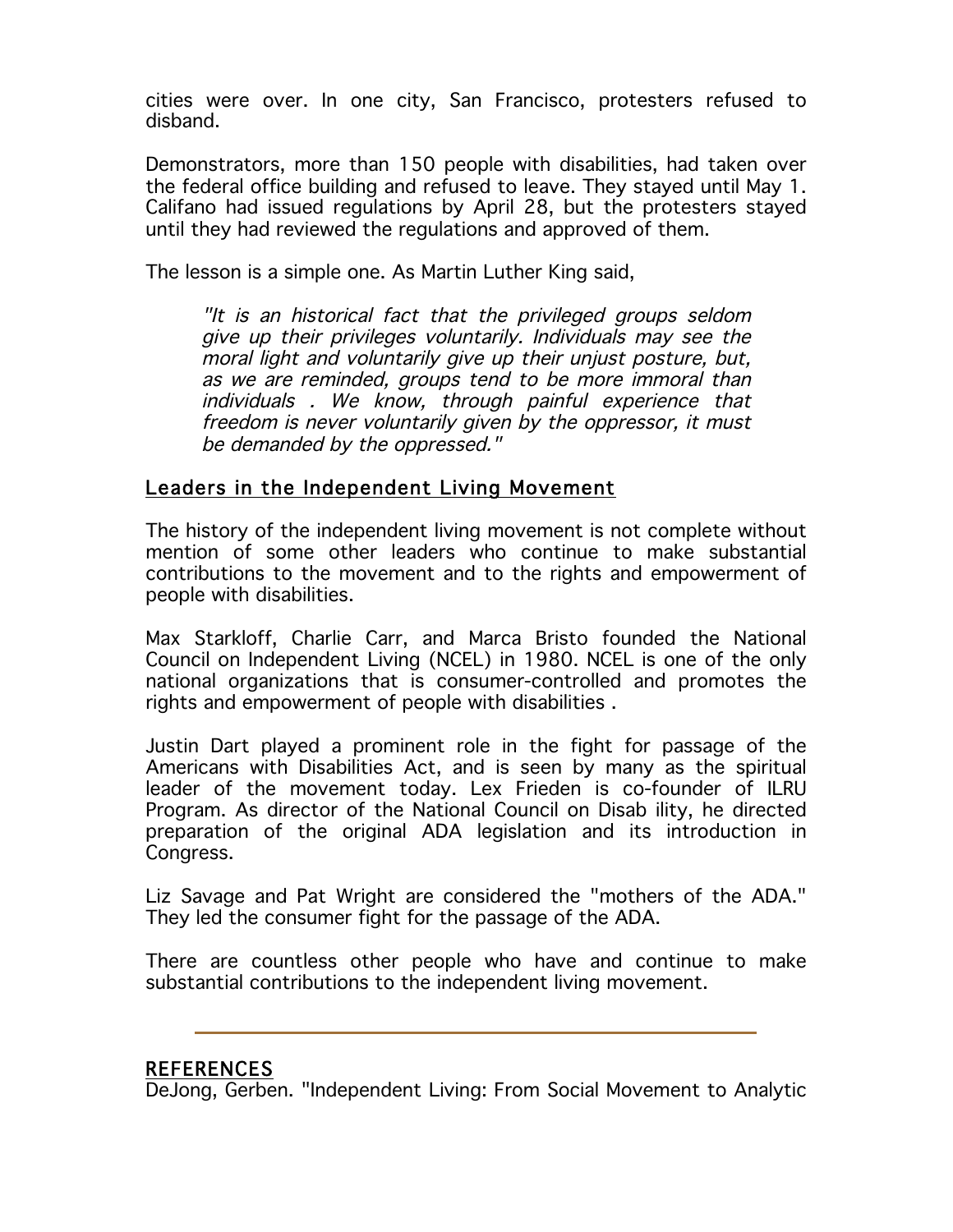cities were over. In one city, San Francisco, protesters refused to disband.

Demonstrators, more than 150 people with disabilities, had taken over the federal office building and refused to leave. They stayed until May 1. Califano had issued regulations by April 28, but the protesters stayed until they had reviewed the regulations and approved of them.

The lesson is a simple one. As Martin Luther King said,

> *"It is an historical fact that the privileged groups seldom give up their privileges voluntarily. Individuals may see the moral light and voluntarily give up their unjust posture, but, as we are reminded, groups tend to be more immoral than individuals . We know, through painful experience that freedom is never voluntarily given by the oppressor, it must be demanded by the oppressed."*

## Leaders in the Independent Living Movement

The history of the independent living movement is not complete without mention of some other leaders who continue to make substantial contributions to the movement and to the rights and empowerment of people with disabilities.

Max Starkloff, Charlie Carr, and Marca Bristo founded the National Council on Independent Living (NCEL) in 1980. NCEL is one of the only national organizations that is consumer-controlled and promotes the rights and empowerment of people with disabilities .

Justin Dart played a prominent role in the fight for passage of the Americans with Disabilities Act, and is seen by many as the spiritual leader of the movement today. Lex Frieden is co-founder of ILRU Program. As director of the National Council on Disab ility, he directed preparation of the original ADA legislation and its introduction in Congress.

Liz Savage and Pat Wright are considered the "mothers of the ADA." They led the consumer fight for the passage of the ADA.

There are countless other people who have and continue to make substantial contributions to the independent living movement.

---

## REFERENCES

DeJong, Gerben. "Independent Living: From Social Movement to Analytic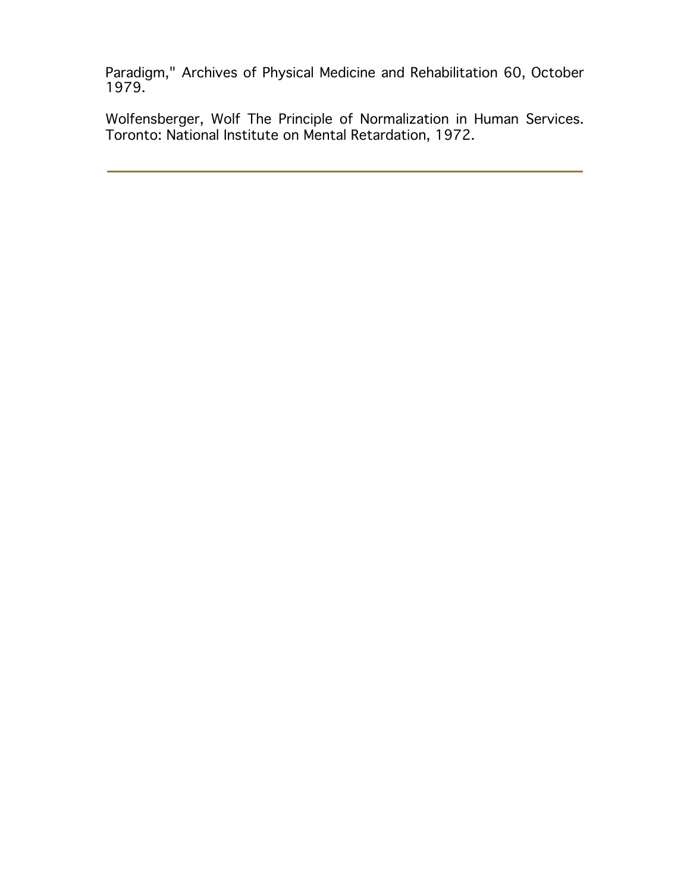Paradigm," Archives of Physical Medicine and Rehabilitation 60, October 1979.

Wolfensberger, Wolf The Principle of Normalization in Human Services. Toronto: National Institute on Mental Retardation, 1972.

---